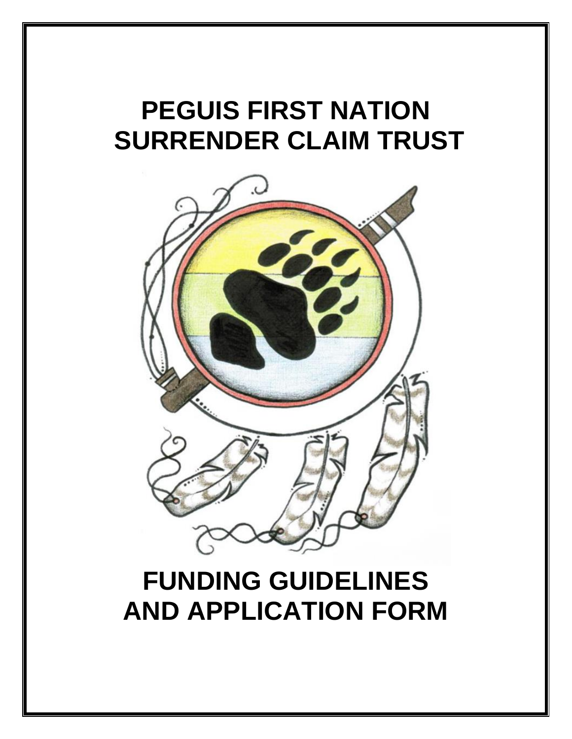# PEGUIS FIRST NATION SURRENDER CLAIM TRUST

# FUNDING GUIDELINES AND APPLICATION FORM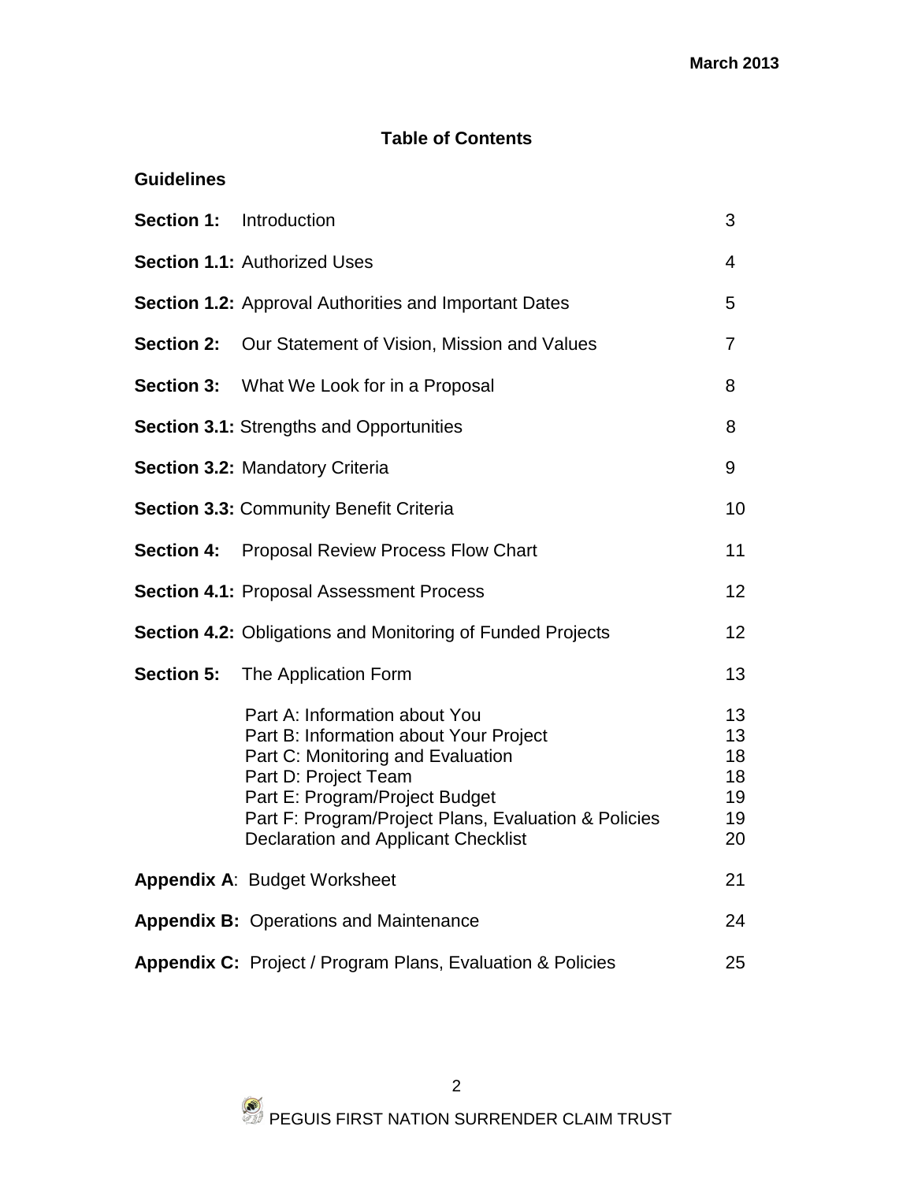## Table of Contents

**Guidelines**

| | | |
|---|---|---|
| **Section 1:** | Introduction | 3 |
| **Section 1.1:** | Authorized Uses | 4 |
| **Section 1.2:** | Approval Authorities and Important Dates | 5 |
| **Section 2:** | Our Statement of Vision, Mission and Values | 7 |
| **Section 3:** | What We Look for in a Proposal | 8 |
| **Section 3.1:** | Strengths and Opportunities | 8 |
| **Section 3.2:** | Mandatory Criteria | 9 |
| **Section 3.3:** | Community Benefit Criteria | 10 |
| **Section 4:** | Proposal Review Process Flow Chart | 11 |
| **Section 4.1:** | Proposal Assessment Process | 12 |
| **Section 4.2:** | Obligations and Monitoring of Funded Projects | 12 |
| **Section 5:** | The Application Form | 13 |
| | Part A: Information about You | 13 |
| | Part B: Information about Your Project | 13 |
| | Part C: Monitoring and Evaluation | 18 |
| | Part D: Project Team | 18 |
| | Part E: Program/Project Budget | 19 |
| | Part F: Program/Project Plans, Evaluation & Policies | 19 |
| | Declaration and Applicant Checklist | 20 |
| **Appendix A**: | Budget Worksheet | 21 |
| **Appendix B:** | Operations and Maintenance | 24 |
| **Appendix C:** | Project / Program Plans, Evaluation & Policies | 25 |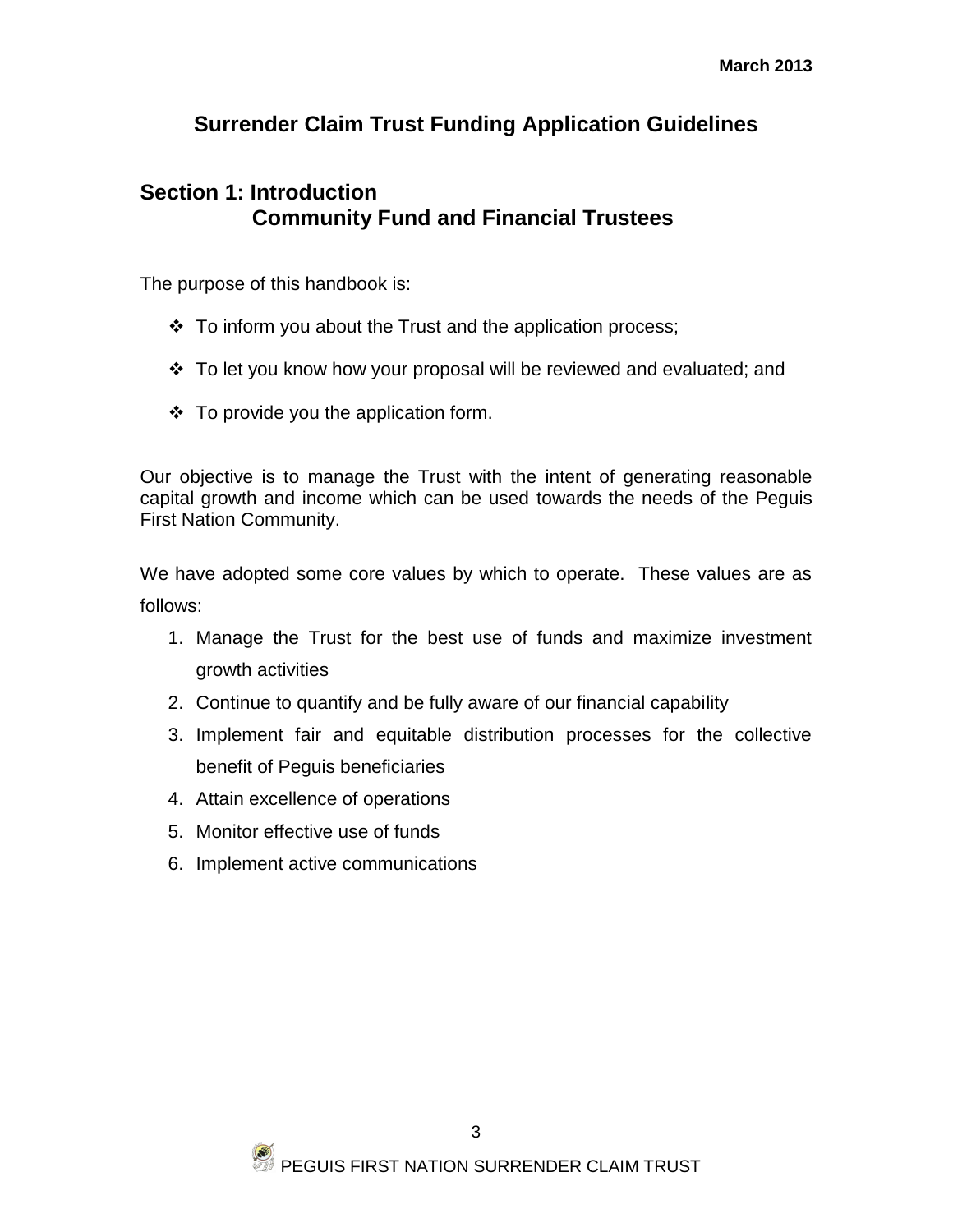March 2013

# Surrender Claim Trust Funding Application Guidelines

## Section 1: Introduction
## Community Fund and Financial Trustees

The purpose of this handbook is:

- To inform you about the Trust and the application process;
- To let you know how your proposal will be reviewed and evaluated; and
- To provide you the application form.

Our objective is to manage the Trust with the intent of generating reasonable capital growth and income which can be used towards the needs of the Peguis First Nation Community.

We have adopted some core values by which to operate. These values are as follows:

1. Manage the Trust for the best use of funds and maximize investment growth activities
2. Continue to quantify and be fully aware of our financial capability
3. Implement fair and equitable distribution processes for the collective benefit of Peguis beneficiaries
4. Attain excellence of operations
5. Monitor effective use of funds
6. Implement active communications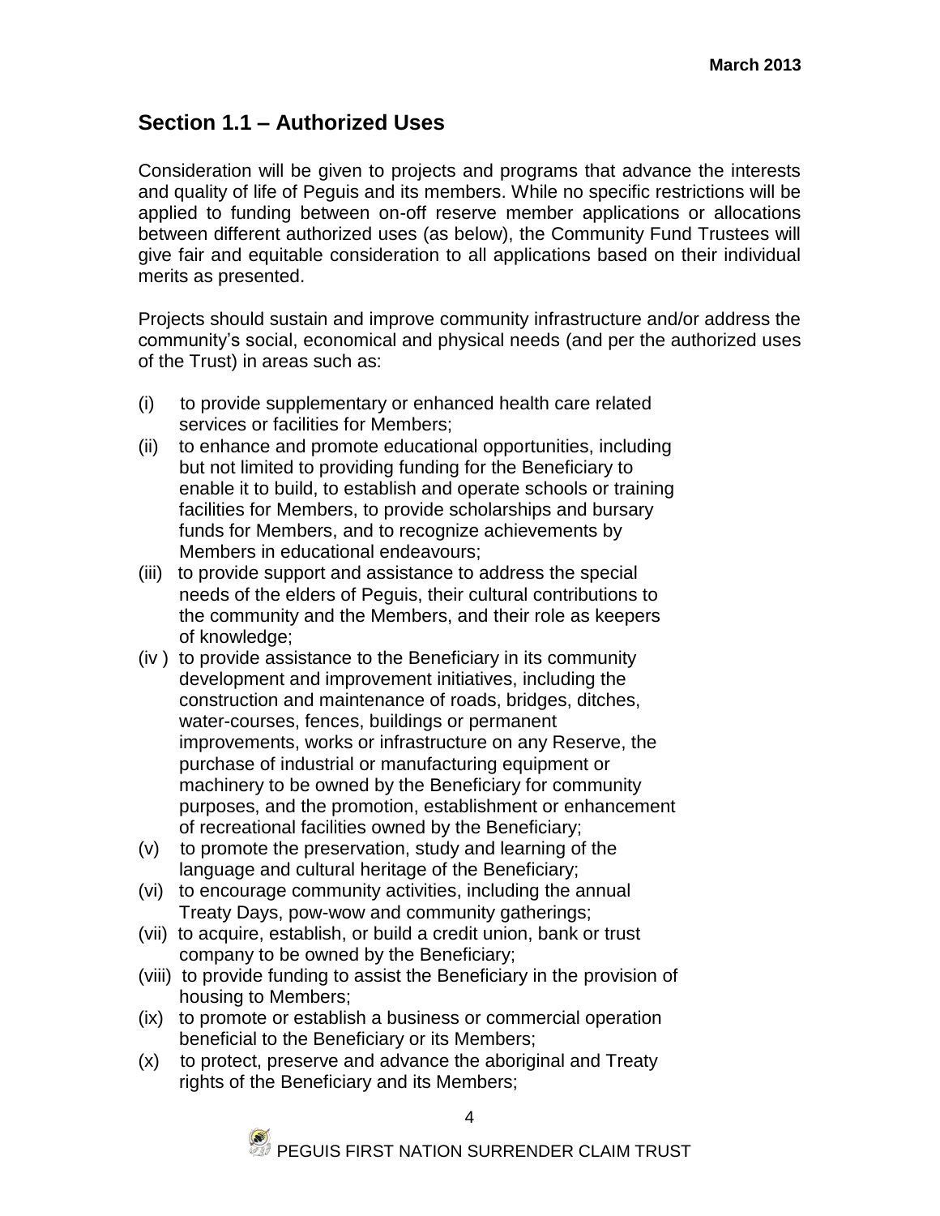## Section 1.1 – Authorized Uses

Consideration will be given to projects and programs that advance the interests and quality of life of Peguis and its members. While no specific restrictions will be applied to funding between on-off reserve member applications or allocations between different authorized uses (as below), the Community Fund Trustees will give fair and equitable consideration to all applications based on their individual merits as presented.

Projects should sustain and improve community infrastructure and/or address the community's social, economical and physical needs (and per the authorized uses of the Trust) in areas such as:

(i) to provide supplementary or enhanced health care related services or facilities for Members;

(ii) to enhance and promote educational opportunities, including but not limited to providing funding for the Beneficiary to enable it to build, to establish and operate schools or training facilities for Members, to provide scholarships and bursary funds for Members, and to recognize achievements by Members in educational endeavours;

(iii) to provide support and assistance to address the special needs of the elders of Peguis, their cultural contributions to the community and the Members, and their role as keepers of knowledge;

(iv ) to provide assistance to the Beneficiary in its community development and improvement initiatives, including the construction and maintenance of roads, bridges, ditches, water-courses, fences, buildings or permanent improvements, works or infrastructure on any Reserve, the purchase of industrial or manufacturing equipment or machinery to be owned by the Beneficiary for community purposes, and the promotion, establishment or enhancement of recreational facilities owned by the Beneficiary;

(v) to promote the preservation, study and learning of the language and cultural heritage of the Beneficiary;

(vi) to encourage community activities, including the annual Treaty Days, pow-wow and community gatherings;

(vii) to acquire, establish, or build a credit union, bank or trust company to be owned by the Beneficiary;

(viii) to provide funding to assist the Beneficiary in the provision of housing to Members;

(ix) to promote or establish a business or commercial operation beneficial to the Beneficiary or its Members;

(x) to protect, preserve and advance the aboriginal and Treaty rights of the Beneficiary and its Members;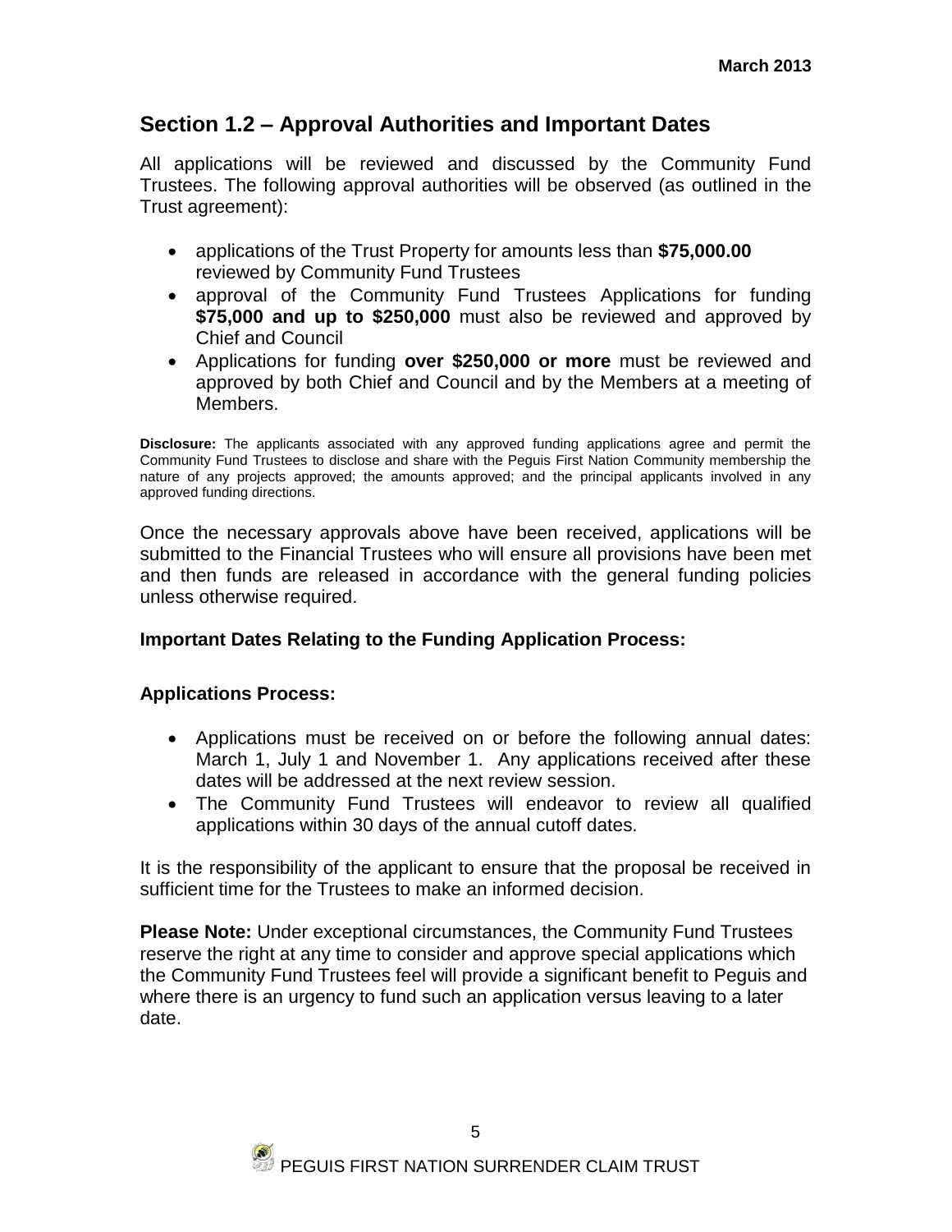## Section 1.2 – Approval Authorities and Important Dates

All applications will be reviewed and discussed by the Community Fund Trustees. The following approval authorities will be observed (as outlined in the Trust agreement):

- applications of the Trust Property for amounts less than **$75,000.00** reviewed by Community Fund Trustees
- approval of the Community Fund Trustees Applications for funding **$75,000 and up to $250,000** must also be reviewed and approved by Chief and Council
- Applications for funding **over $250,000 or more** must be reviewed and approved by both Chief and Council and by the Members at a meeting of Members.

**Disclosure:** The applicants associated with any approved funding applications agree and permit the Community Fund Trustees to disclose and share with the Peguis First Nation Community membership the nature of any projects approved; the amounts approved; and the principal applicants involved in any approved funding directions.

Once the necessary approvals above have been received, applications will be submitted to the Financial Trustees who will ensure all provisions have been met and then funds are released in accordance with the general funding policies unless otherwise required.

**Important Dates Relating to the Funding Application Process:**

**Applications Process:**

- Applications must be received on or before the following annual dates: March 1, July 1 and November 1. Any applications received after these dates will be addressed at the next review session.
- The Community Fund Trustees will endeavor to review all qualified applications within 30 days of the annual cutoff dates.

It is the responsibility of the applicant to ensure that the proposal be received in sufficient time for the Trustees to make an informed decision.

**Please Note:** Under exceptional circumstances, the Community Fund Trustees reserve the right at any time to consider and approve special applications which the Community Fund Trustees feel will provide a significant benefit to Peguis and where there is an urgency to fund such an application versus leaving to a later date.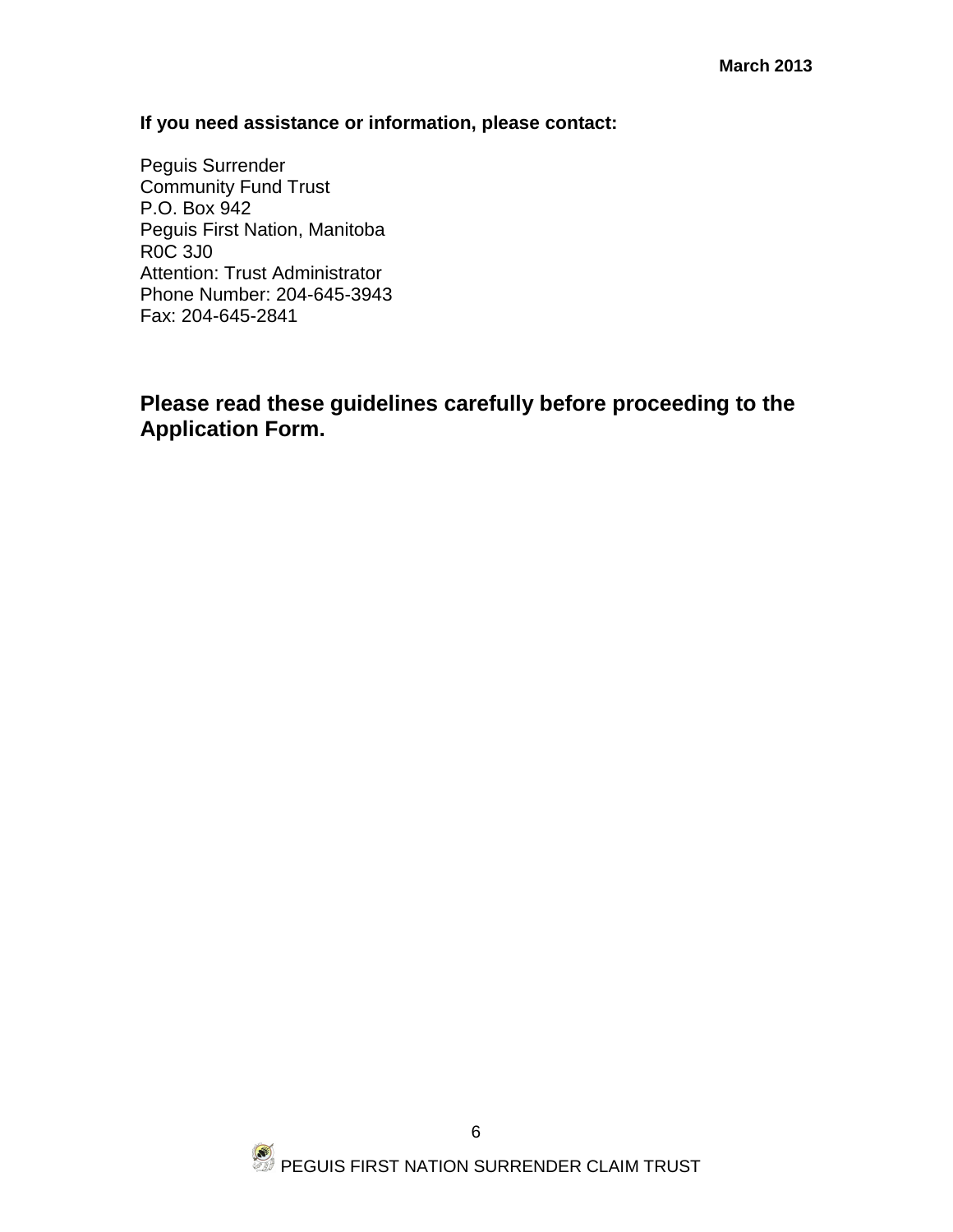**If you need assistance or information, please contact:**

Peguis Surrender
Community Fund Trust
P.O. Box 942
Peguis First Nation, Manitoba
R0C 3J0
Attention: Trust Administrator
Phone Number: 204-645-3943
Fax: 204-645-2841

**Please read these guidelines carefully before proceeding to the Application Form.**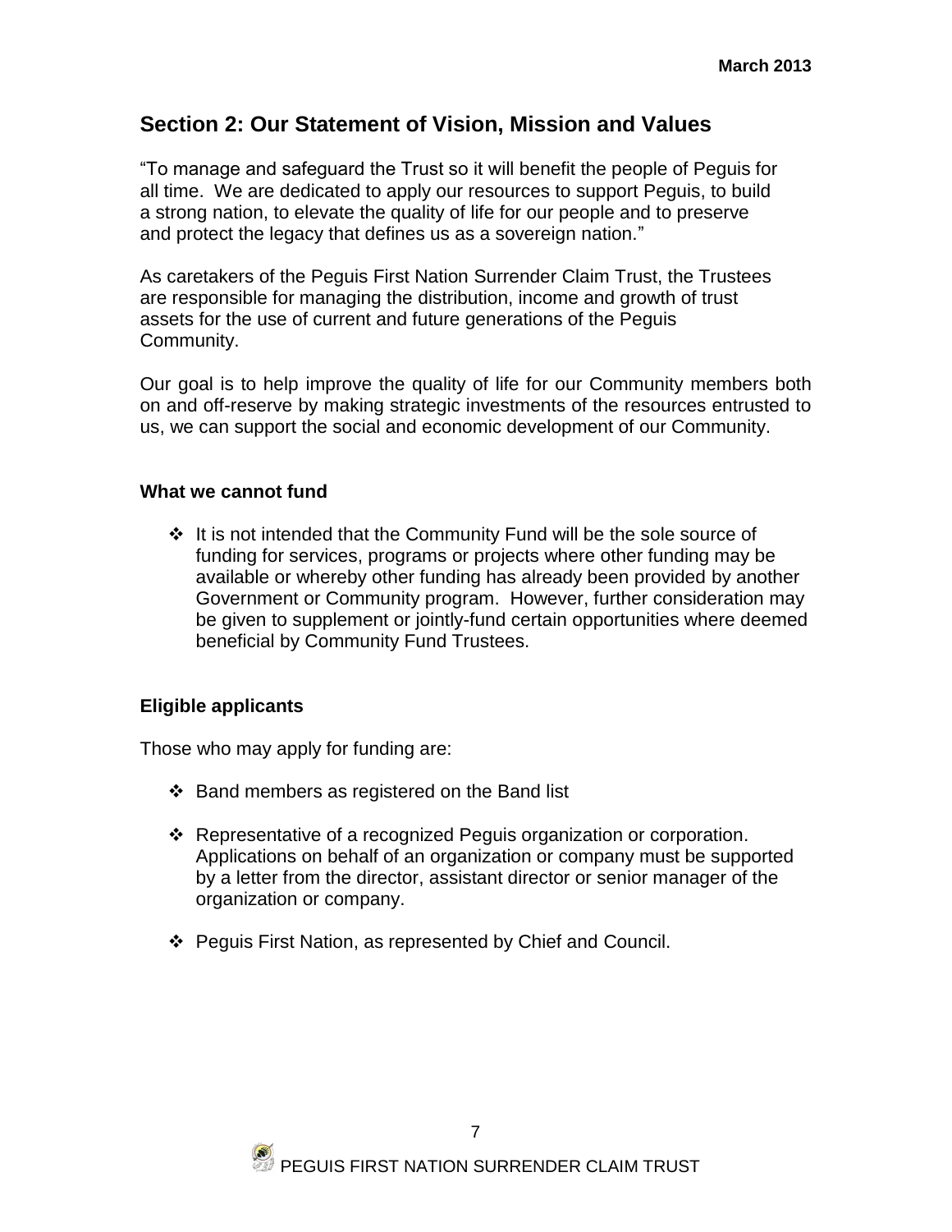## Section 2: Our Statement of Vision, Mission and Values

"To manage and safeguard the Trust so it will benefit the people of Peguis for all time. We are dedicated to apply our resources to support Peguis, to build a strong nation, to elevate the quality of life for our people and to preserve and protect the legacy that defines us as a sovereign nation."

As caretakers of the Peguis First Nation Surrender Claim Trust, the Trustees are responsible for managing the distribution, income and growth of trust assets for the use of current and future generations of the Peguis Community.

Our goal is to help improve the quality of life for our Community members both on and off-reserve by making strategic investments of the resources entrusted to us, we can support the social and economic development of our Community.

### What we cannot fund

- It is not intended that the Community Fund will be the sole source of funding for services, programs or projects where other funding may be available or whereby other funding has already been provided by another Government or Community program. However, further consideration may be given to supplement or jointly-fund certain opportunities where deemed beneficial by Community Fund Trustees.

### Eligible applicants

Those who may apply for funding are:

- Band members as registered on the Band list
- Representative of a recognized Peguis organization or corporation. Applications on behalf of an organization or company must be supported by a letter from the director, assistant director or senior manager of the organization or company.
- Peguis First Nation, as represented by Chief and Council.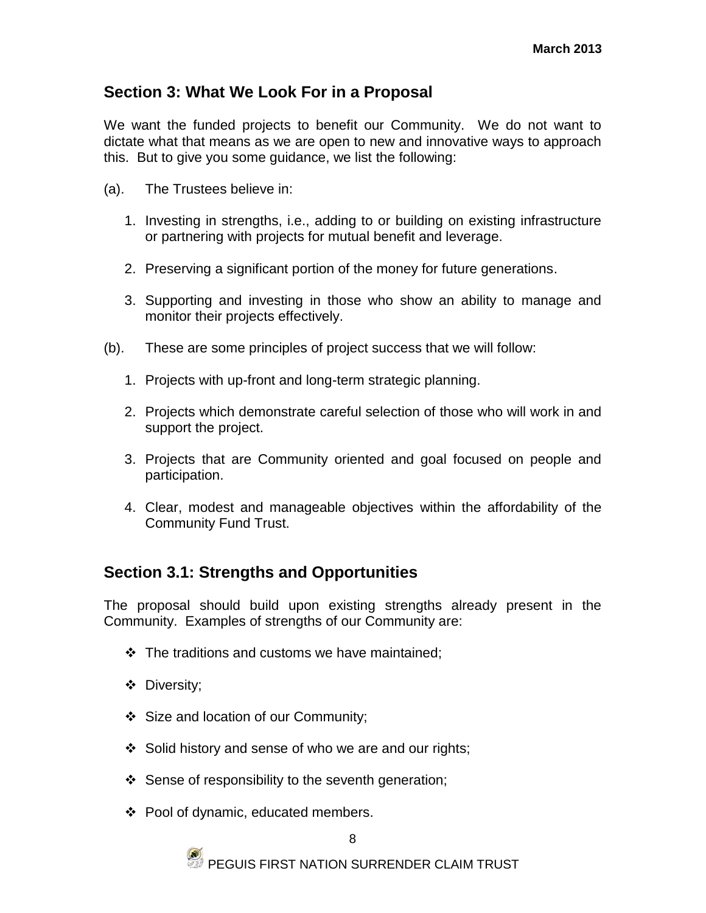## Section 3: What We Look For in a Proposal

We want the funded projects to benefit our Community. We do not want to dictate what that means as we are open to new and innovative ways to approach this. But to give you some guidance, we list the following:

(a). The Trustees believe in:

1. Investing in strengths, i.e., adding to or building on existing infrastructure or partnering with projects for mutual benefit and leverage.

2. Preserving a significant portion of the money for future generations.

3. Supporting and investing in those who show an ability to manage and monitor their projects effectively.

(b). These are some principles of project success that we will follow:

1. Projects with up-front and long-term strategic planning.

2. Projects which demonstrate careful selection of those who will work in and support the project.

3. Projects that are Community oriented and goal focused on people and participation.

4. Clear, modest and manageable objectives within the affordability of the Community Fund Trust.

## Section 3.1: Strengths and Opportunities

The proposal should build upon existing strengths already present in the Community. Examples of strengths of our Community are:

- The traditions and customs we have maintained;
- Diversity;
- Size and location of our Community;
- Solid history and sense of who we are and our rights;
- Sense of responsibility to the seventh generation;
- Pool of dynamic, educated members.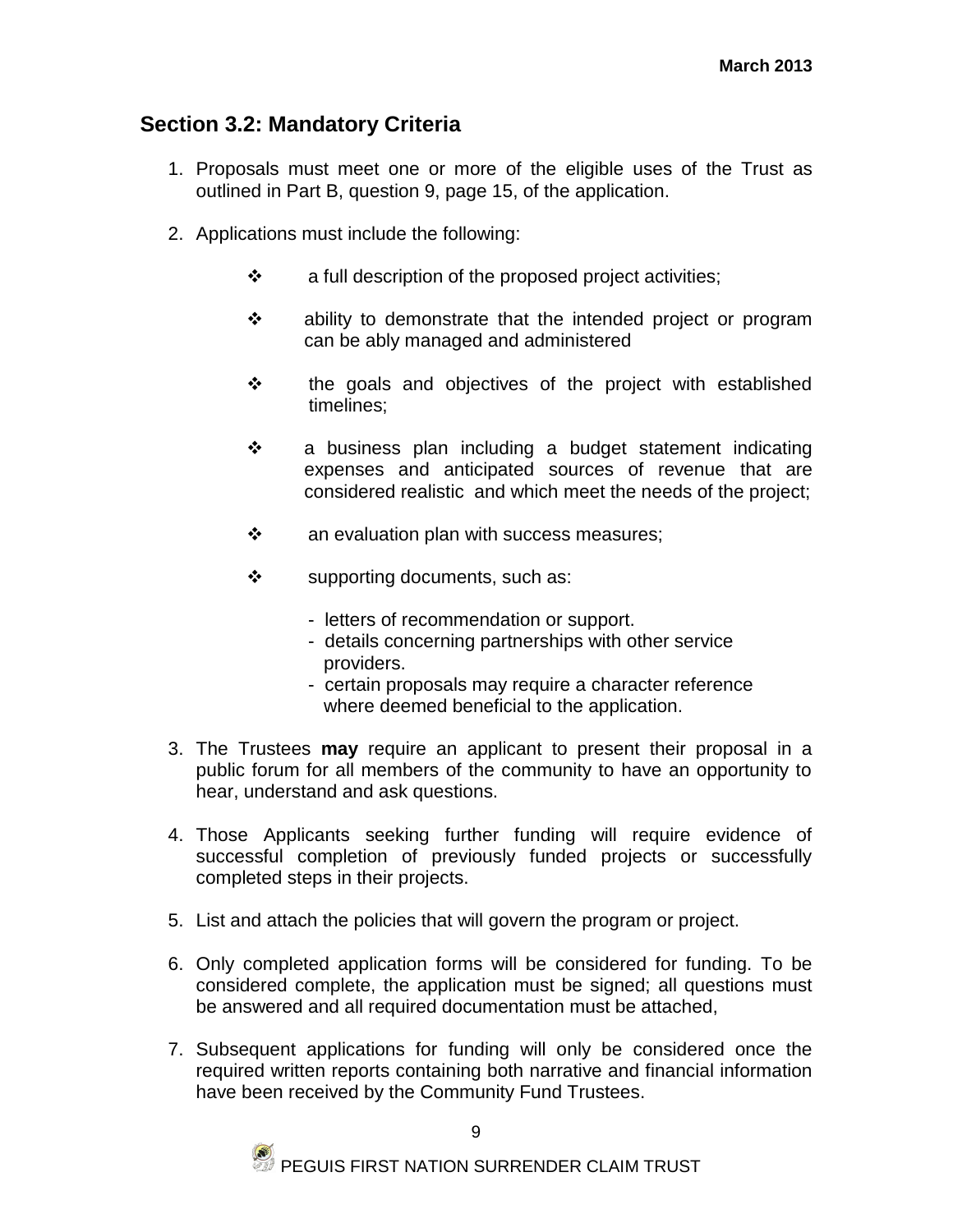## Section 3.2: Mandatory Criteria

1. Proposals must meet one or more of the eligible uses of the Trust as outlined in Part B, question 9, page 15, of the application.

2. Applications must include the following:

   - a full description of the proposed project activities;
   - ability to demonstrate that the intended project or program can be ably managed and administered
   - the goals and objectives of the project with established timelines;
   - a business plan including a budget statement indicating expenses and anticipated sources of revenue that are considered realistic and which meet the needs of the project;
   - an evaluation plan with success measures;
   - supporting documents, such as:
     - letters of recommendation or support.
     - details concerning partnerships with other service providers.
     - certain proposals may require a character reference where deemed beneficial to the application.

3. The Trustees **may** require an applicant to present their proposal in a public forum for all members of the community to have an opportunity to hear, understand and ask questions.

4. Those Applicants seeking further funding will require evidence of successful completion of previously funded projects or successfully completed steps in their projects.

5. List and attach the policies that will govern the program or project.

6. Only completed application forms will be considered for funding. To be considered complete, the application must be signed; all questions must be answered and all required documentation must be attached,

7. Subsequent applications for funding will only be considered once the required written reports containing both narrative and financial information have been received by the Community Fund Trustees.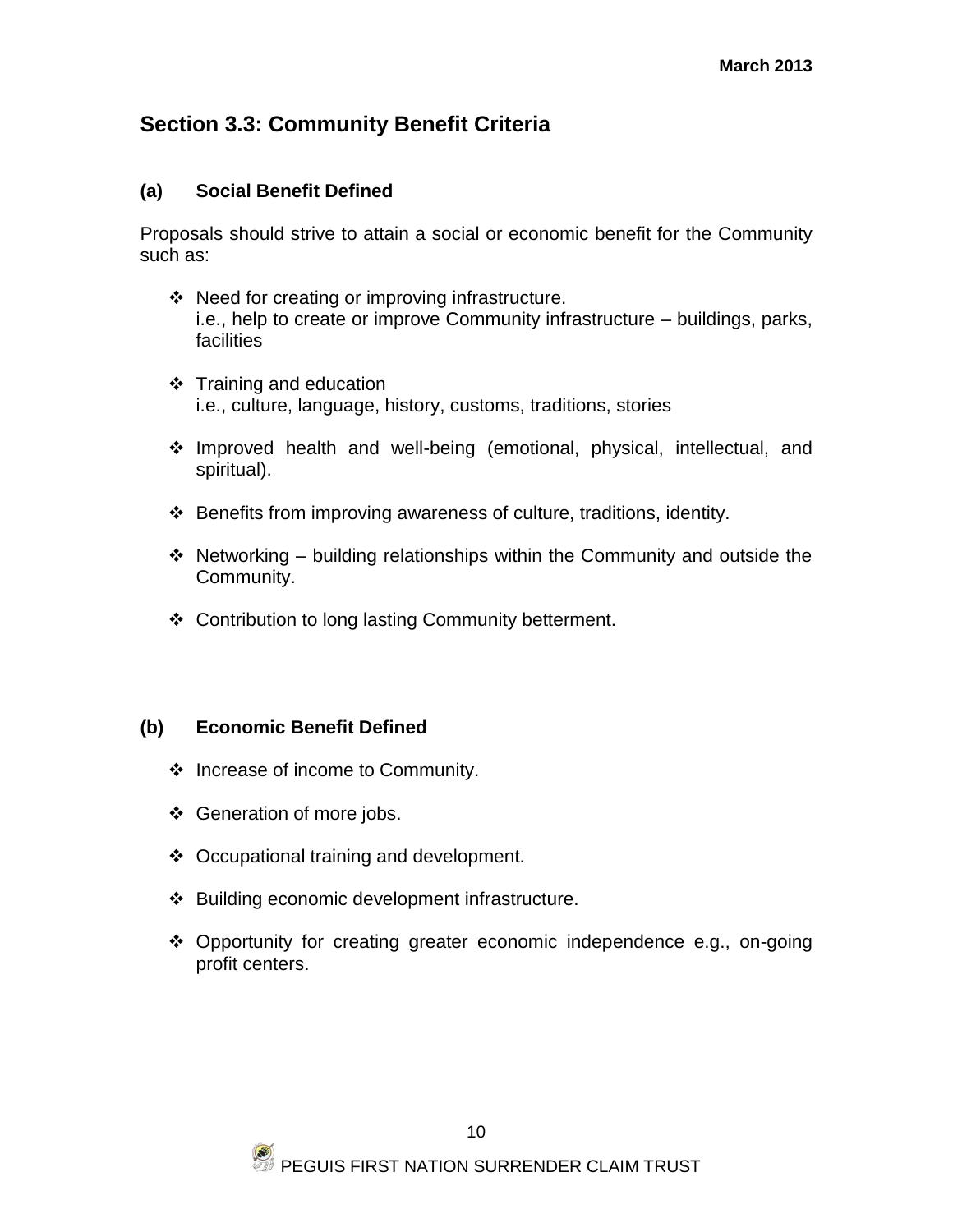## Section 3.3: Community Benefit Criteria

### (a) Social Benefit Defined

Proposals should strive to attain a social or economic benefit for the Community such as:

- Need for creating or improving infrastructure.
  i.e., help to create or improve Community infrastructure – buildings, parks, facilities
- Training and education
  i.e., culture, language, history, customs, traditions, stories
- Improved health and well-being (emotional, physical, intellectual, and spiritual).
- Benefits from improving awareness of culture, traditions, identity.
- Networking – building relationships within the Community and outside the Community.
- Contribution to long lasting Community betterment.

### (b) Economic Benefit Defined

- Increase of income to Community.
- Generation of more jobs.
- Occupational training and development.
- Building economic development infrastructure.
- Opportunity for creating greater economic independence e.g., on-going profit centers.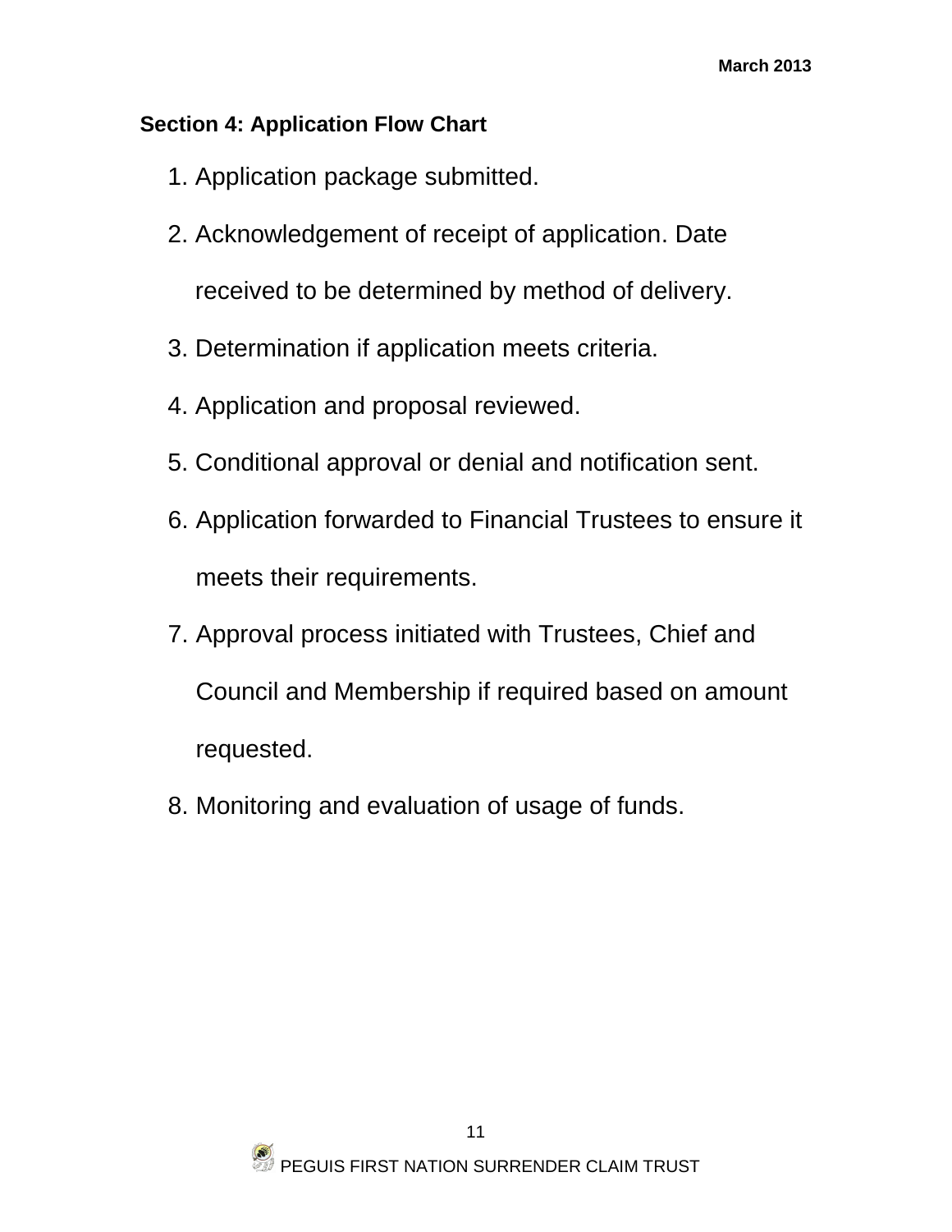## Section 4: Application Flow Chart

1. Application package submitted.
2. Acknowledgement of receipt of application. Date received to be determined by method of delivery.
3. Determination if application meets criteria.
4. Application and proposal reviewed.
5. Conditional approval or denial and notification sent.
6. Application forwarded to Financial Trustees to ensure it meets their requirements.
7. Approval process initiated with Trustees, Chief and Council and Membership if required based on amount requested.
8. Monitoring and evaluation of usage of funds.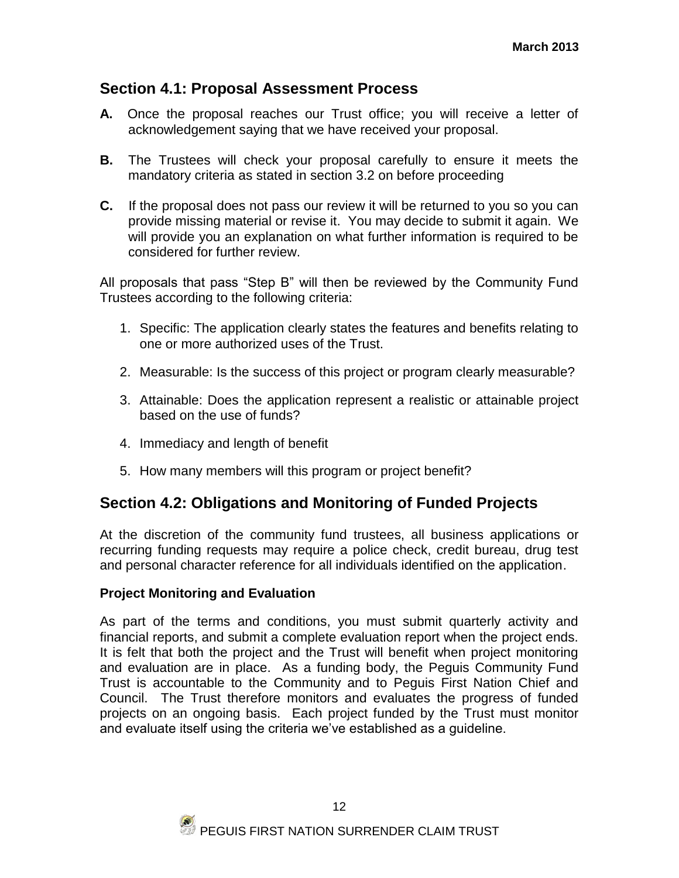## Section 4.1: Proposal Assessment Process

**A.** Once the proposal reaches our Trust office; you will receive a letter of acknowledgement saying that we have received your proposal.

**B.** The Trustees will check your proposal carefully to ensure it meets the mandatory criteria as stated in section 3.2 on before proceeding

**C.** If the proposal does not pass our review it will be returned to you so you can provide missing material or revise it. You may decide to submit it again. We will provide you an explanation on what further information is required to be considered for further review.

All proposals that pass "Step B" will then be reviewed by the Community Fund Trustees according to the following criteria:

1. Specific: The application clearly states the features and benefits relating to one or more authorized uses of the Trust.
2. Measurable: Is the success of this project or program clearly measurable?
3. Attainable: Does the application represent a realistic or attainable project based on the use of funds?
4. Immediacy and length of benefit
5. How many members will this program or project benefit?

## Section 4.2: Obligations and Monitoring of Funded Projects

At the discretion of the community fund trustees, all business applications or recurring funding requests may require a police check, credit bureau, drug test and personal character reference for all individuals identified on the application.

**Project Monitoring and Evaluation**

As part of the terms and conditions, you must submit quarterly activity and financial reports, and submit a complete evaluation report when the project ends. It is felt that both the project and the Trust will benefit when project monitoring and evaluation are in place. As a funding body, the Peguis Community Fund Trust is accountable to the Community and to Peguis First Nation Chief and Council. The Trust therefore monitors and evaluates the progress of funded projects on an ongoing basis. Each project funded by the Trust must monitor and evaluate itself using the criteria we've established as a guideline.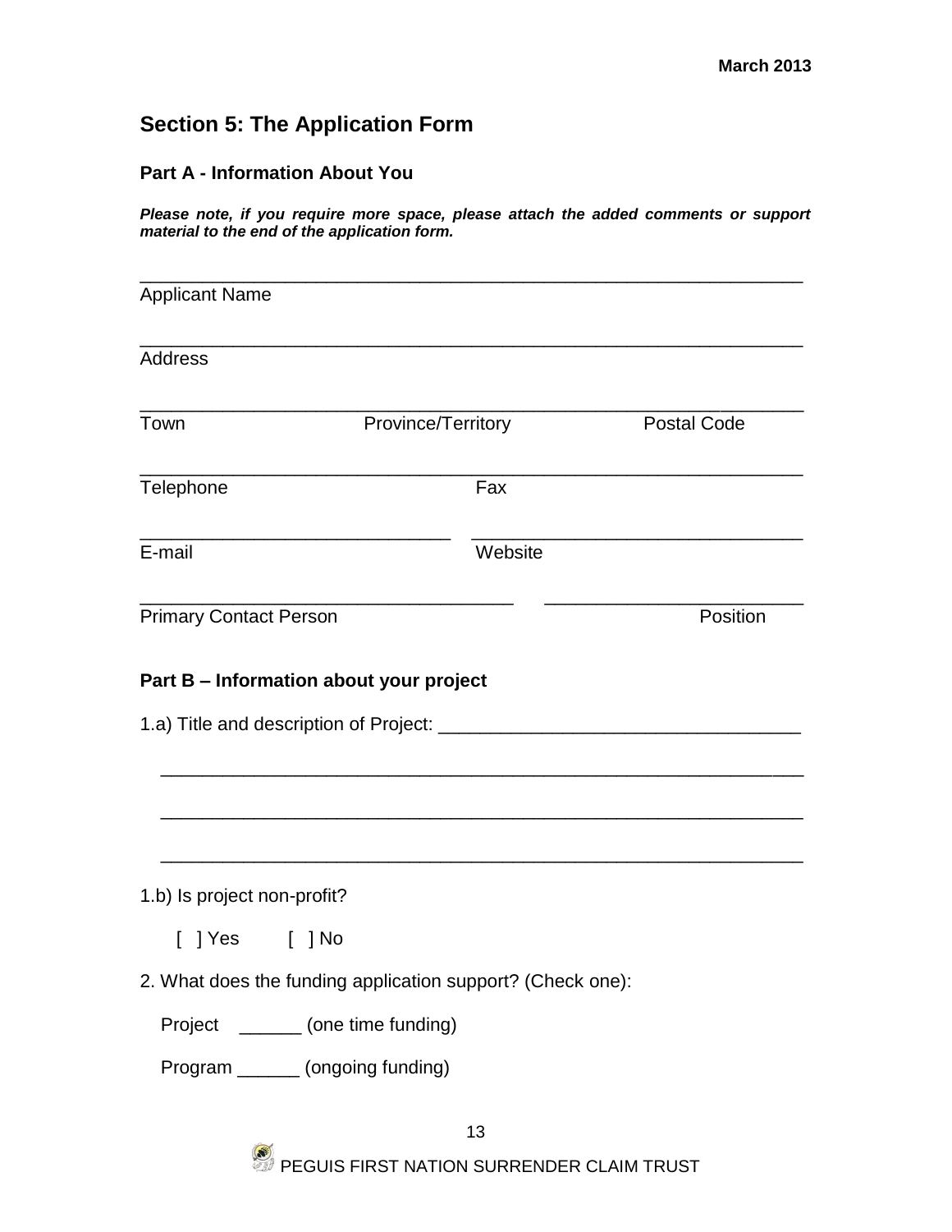## Section 5: The Application Form

### Part A - Information About You

***Please note, if you require more space, please attach the added comments or support material to the end of the application form.***

______________________________________________________________
Applicant Name

______________________________________________________________
Address

______________________________________________________________
Town Province/Territory Postal Code

______________________________________________________________
Telephone Fax

_____________________________ _______________________________
E-mail Website

___________________________________ ________________________
Primary Contact Person Position

### Part B – Information about your project

1.a) Title and description of Project: ___________________________________

______________________________________________________________

______________________________________________________________

______________________________________________________________

1.b) Is project non-profit?

[ ] Yes [ ] No

2. What does the funding application support? (Check one):

Project ______ (one time funding)

Program ______ (ongoing funding)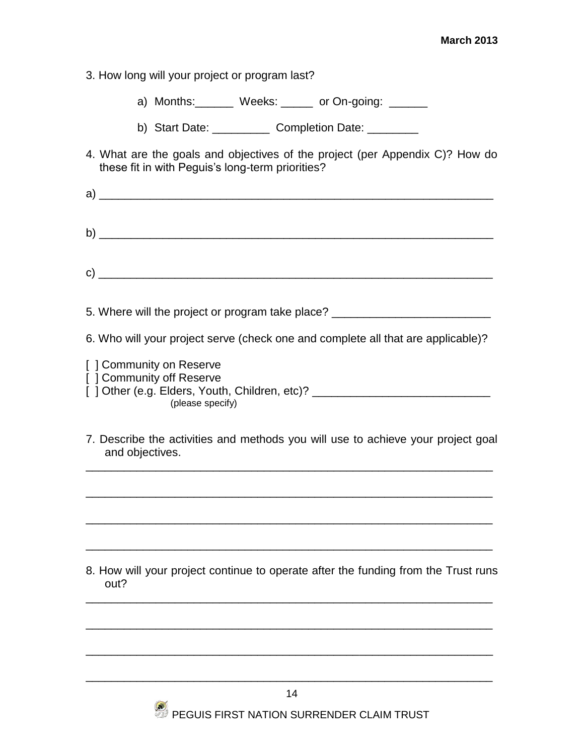3. How long will your project or program last?

   a) Months:______ Weeks: _____ or On-going: ______

   b) Start Date: _________ Completion Date: ________

4. What are the goals and objectives of the project (per Appendix C)? How do these fit in with Peguis's long-term priorities?

a) ______________________________________________________________

b) ______________________________________________________________

c) ______________________________________________________________

5. Where will the project or program take place? _________________________

6. Who will your project serve (check one and complete all that are applicable)?

[ ] Community on Reserve
[ ] Community off Reserve
[ ] Other (e.g. Elders, Youth, Children, etc)? ____________________________
(please specify)

7. Describe the activities and methods you will use to achieve your project goal and objectives.

________________________________________________________________

________________________________________________________________

________________________________________________________________

________________________________________________________________

8. How will your project continue to operate after the funding from the Trust runs out?

________________________________________________________________

________________________________________________________________

________________________________________________________________

________________________________________________________________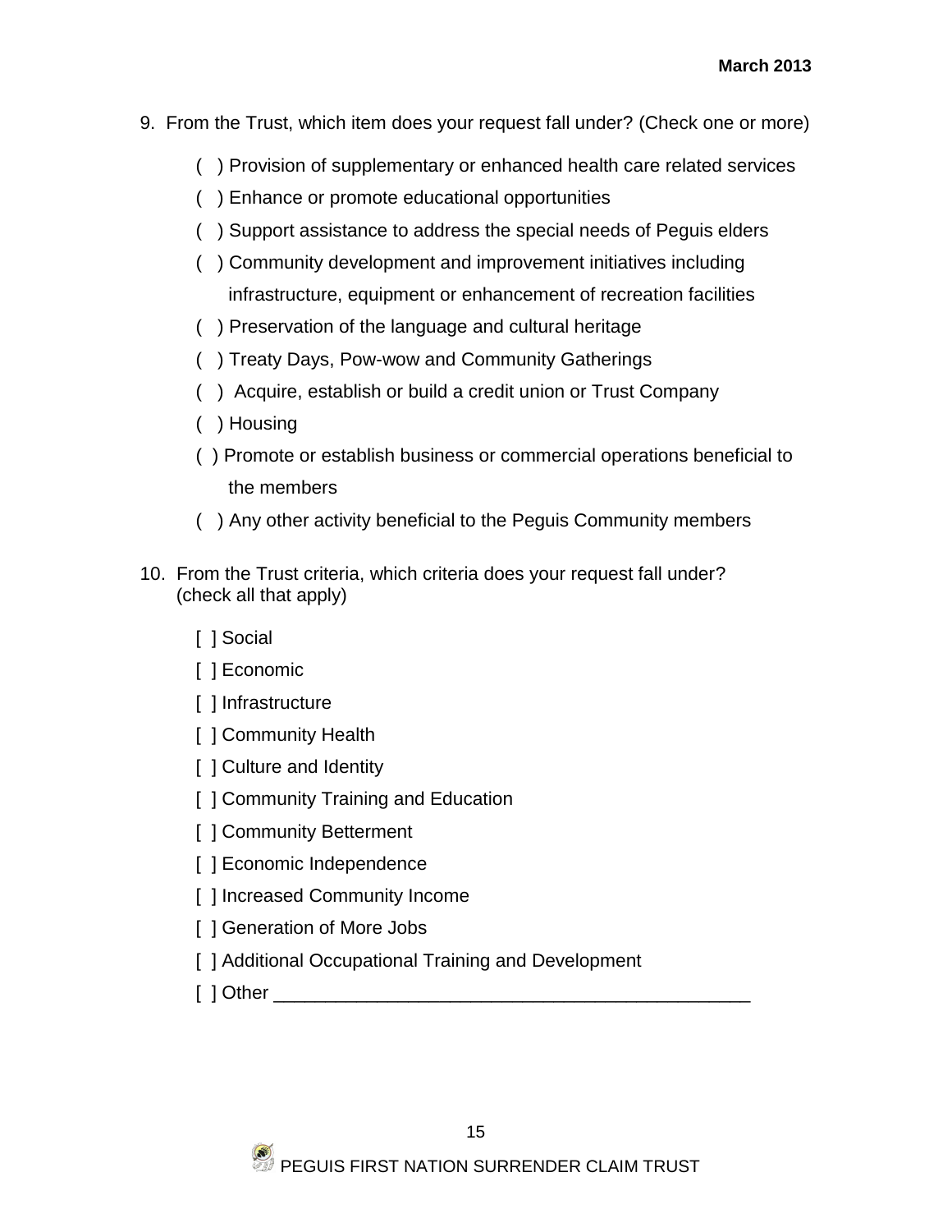9. From the Trust, which item does your request fall under? (Check one or more)

   ( ) Provision of supplementary or enhanced health care related services

   ( ) Enhance or promote educational opportunities

   ( ) Support assistance to address the special needs of Peguis elders

   ( ) Community development and improvement initiatives including infrastructure, equipment or enhancement of recreation facilities

   ( ) Preservation of the language and cultural heritage

   ( ) Treaty Days, Pow-wow and Community Gatherings

   ( ) Acquire, establish or build a credit union or Trust Company

   ( ) Housing

   ( ) Promote or establish business or commercial operations beneficial to the members

   ( ) Any other activity beneficial to the Peguis Community members

10. From the Trust criteria, which criteria does your request fall under? (check all that apply)

    [ ] Social

    [ ] Economic

    [ ] Infrastructure

    [ ] Community Health

    [ ] Culture and Identity

    [ ] Community Training and Education

    [ ] Community Betterment

    [ ] Economic Independence

    [ ] Increased Community Income

    [ ] Generation of More Jobs

    [ ] Additional Occupational Training and Development

    [ ] Other _______________________________________________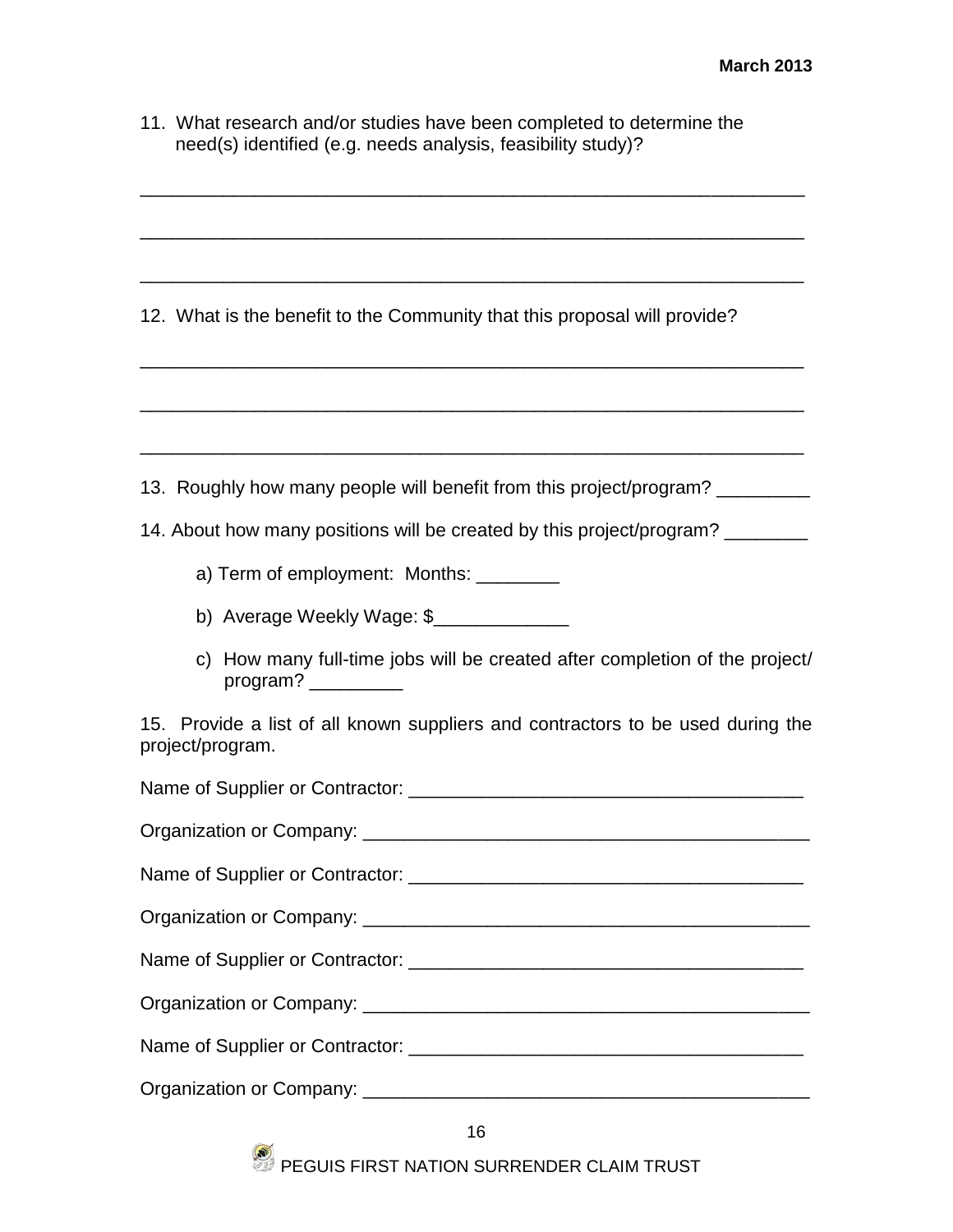11. What research and/or studies have been completed to determine the need(s) identified (e.g. needs analysis, feasibility study)?

_________________________________________________________________

_________________________________________________________________

_________________________________________________________________

12. What is the benefit to the Community that this proposal will provide?

_________________________________________________________________

_________________________________________________________________

_________________________________________________________________

13. Roughly how many people will benefit from this project/program? _________

14. About how many positions will be created by this project/program? ________

    a) Term of employment: Months: ________

    b) Average Weekly Wage: $_____________

    c) How many full-time jobs will be created after completion of the project/program? _________

15. Provide a list of all known suppliers and contractors to be used during the project/program.

Name of Supplier or Contractor: ______________________________________

Organization or Company: ___________________________________________

Name of Supplier or Contractor: ______________________________________

Organization or Company: ___________________________________________

Name of Supplier or Contractor: ______________________________________

Organization or Company: ___________________________________________

Name of Supplier or Contractor: ______________________________________

Organization or Company: ___________________________________________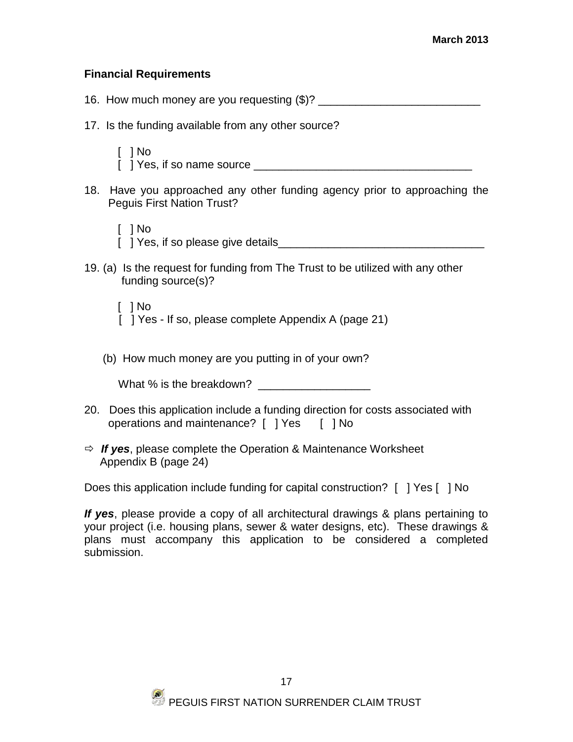## Financial Requirements

16. How much money are you requesting ($)? __________________________

17. Is the funding available from any other source?

    [ ] No
    [ ] Yes, if so name source ___________________________________

18. Have you approached any other funding agency prior to approaching the Peguis First Nation Trust?

    [ ] No
    [ ] Yes, if so please give details_________________________________

19. (a) Is the request for funding from The Trust to be utilized with any other funding source(s)?

    [ ] No
    [ ] Yes - If so, please complete Appendix A (page 21)

    (b) How much money are you putting in of your own?

    What % is the breakdown? __________________

20. Does this application include a funding direction for costs associated with operations and maintenance? [ ] Yes [ ] No

⇨ ***If yes***, please complete the Operation & Maintenance Worksheet Appendix B (page 24)

Does this application include funding for capital construction? [ ] Yes [ ] No

***If yes***, please provide a copy of all architectural drawings & plans pertaining to your project (i.e. housing plans, sewer & water designs, etc). These drawings & plans must accompany this application to be considered a completed submission.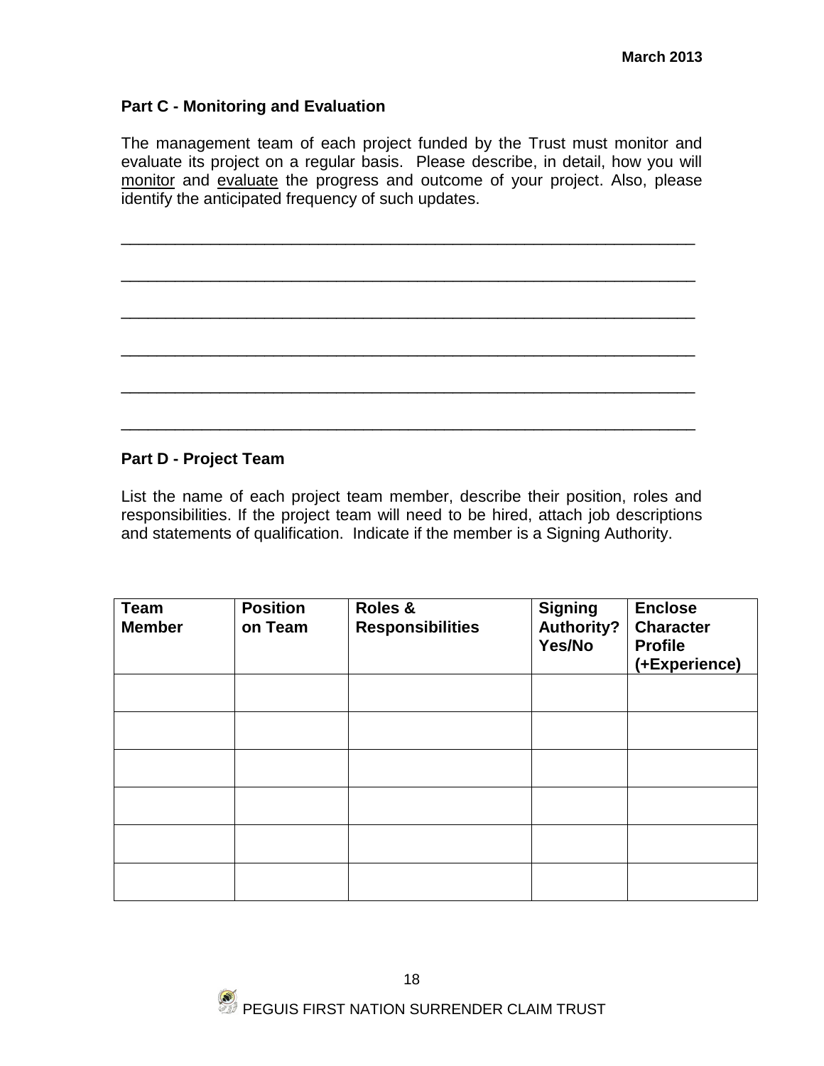## Part C - Monitoring and Evaluation

The management team of each project funded by the Trust must monitor and evaluate its project on a regular basis. Please describe, in detail, how you will monitor and evaluate the progress and outcome of your project. Also, please identify the anticipated frequency of such updates.

_________________________________________________________________

_________________________________________________________________

_________________________________________________________________

_________________________________________________________________

_________________________________________________________________

_________________________________________________________________

## Part D - Project Team

List the name of each project team member, describe their position, roles and responsibilities. If the project team will need to be hired, attach job descriptions and statements of qualification. Indicate if the member is a Signing Authority.

| Team Member | Position on Team | Roles & Responsibilities | Signing Authority? Yes/No | Enclose Character Profile (+Experience) |
|---|---|---|---|---|
| | | | | |
| | | | | |
| | | | | |
| | | | | |
| | | | | |
| | | | | |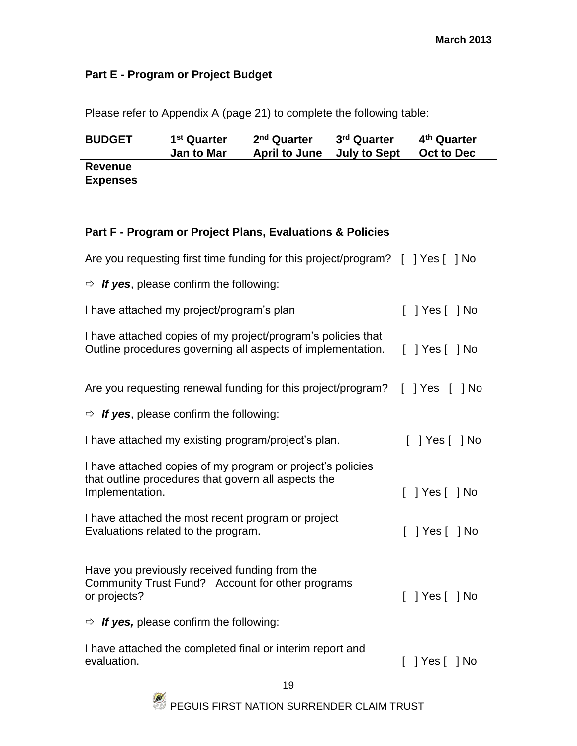## Part E - Program or Project Budget

Please refer to Appendix A (page 21) to complete the following table:

| BUDGET | 1st Quarter Jan to Mar | 2nd Quarter April to June | 3rd Quarter July to Sept | 4th Quarter Oct to Dec |
|---|---|---|---|---|
| Revenue | | | | |
| Expenses | | | | |

## Part F - Program or Project Plans, Evaluations & Policies

Are you requesting first time funding for this project/program? [ ] Yes [ ] No

⇨ ***If yes***, please confirm the following:

I have attached my project/program's plan [ ] Yes [ ] No

I have attached copies of my project/program's policies that Outline procedures governing all aspects of implementation. [ ] Yes [ ] No

Are you requesting renewal funding for this project/program? [ ] Yes [ ] No

⇨ ***If yes***, please confirm the following:

I have attached my existing program/project's plan. [ ] Yes [ ] No

I have attached copies of my program or project's policies that outline procedures that govern all aspects the Implementation. [ ] Yes [ ] No

I have attached the most recent program or project Evaluations related to the program. [ ] Yes [ ] No

Have you previously received funding from the Community Trust Fund? Account for other programs or projects? [ ] Yes [ ] No

⇨ ***If yes,*** please confirm the following:

I have attached the completed final or interim report and evaluation. [ ] Yes [ ] No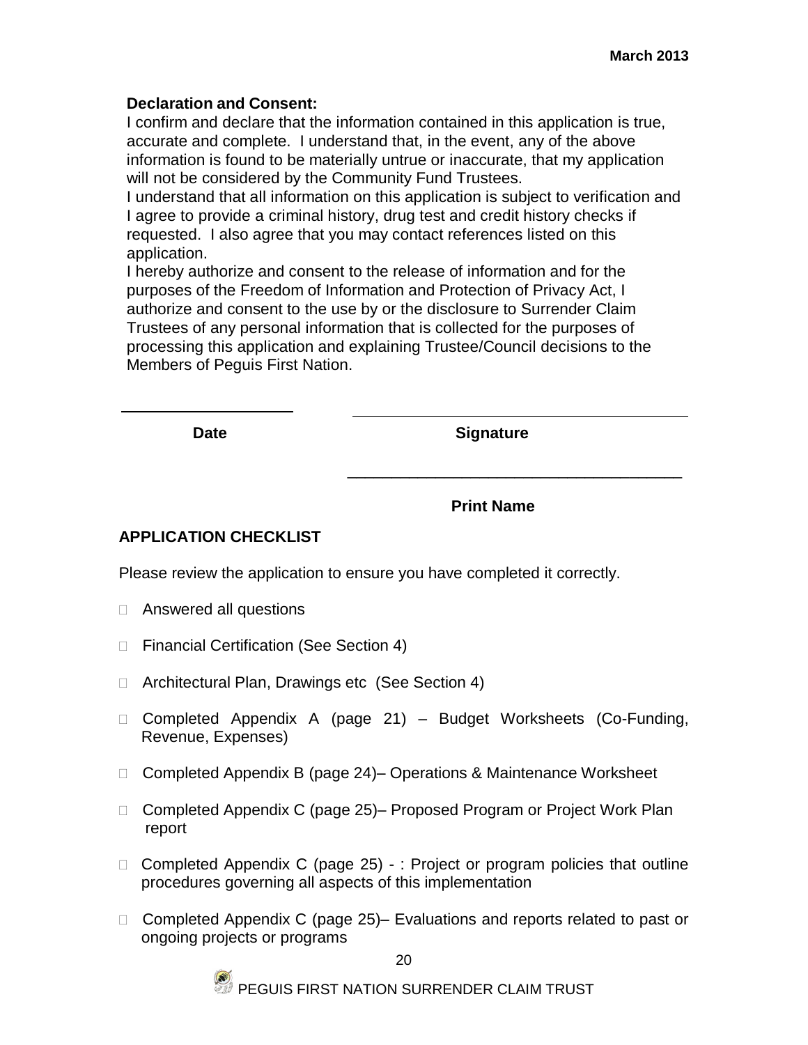**Declaration and Consent:**

I confirm and declare that the information contained in this application is true, accurate and complete. I understand that, in the event, any of the above information is found to be materially untrue or inaccurate, that my application will not be considered by the Community Fund Trustees.

I understand that all information on this application is subject to verification and I agree to provide a criminal history, drug test and credit history checks if requested. I also agree that you may contact references listed on this application.

I hereby authorize and consent to the release of information and for the purposes of the Freedom of Information and Protection of Privacy Act, I authorize and consent to the use by or the disclosure to Surrender Claim Trustees of any personal information that is collected for the purposes of processing this application and explaining Trustee/Council decisions to the Members of Peguis First Nation.

| | |
|---|---|
| \_\_\_\_\_\_\_\_\_\_\_\_\_\_\_\_\_\_\_\_ | \_\_\_\_\_\_\_\_\_\_\_\_\_\_\_\_\_\_\_\_\_\_\_\_\_\_\_\_\_\_\_\_\_\_\_\_\_\_ |
| **Date** | **Signature** |
| | \_\_\_\_\_\_\_\_\_\_\_\_\_\_\_\_\_\_\_\_\_\_\_\_\_\_\_\_\_\_\_\_\_\_\_\_\_\_ |
| | **Print Name** |

## APPLICATION CHECKLIST

Please review the application to ensure you have completed it correctly.

- ☐ Answered all questions
- ☐ Financial Certification (See Section 4)
- ☐ Architectural Plan, Drawings etc (See Section 4)
- ☐ Completed Appendix A (page 21) – Budget Worksheets (Co-Funding, Revenue, Expenses)
- ☐ Completed Appendix B (page 24)– Operations & Maintenance Worksheet
- ☐ Completed Appendix C (page 25)– Proposed Program or Project Work Plan report
- ☐ Completed Appendix C (page 25) - : Project or program policies that outline procedures governing all aspects of this implementation
- ☐ Completed Appendix C (page 25)– Evaluations and reports related to past or ongoing projects or programs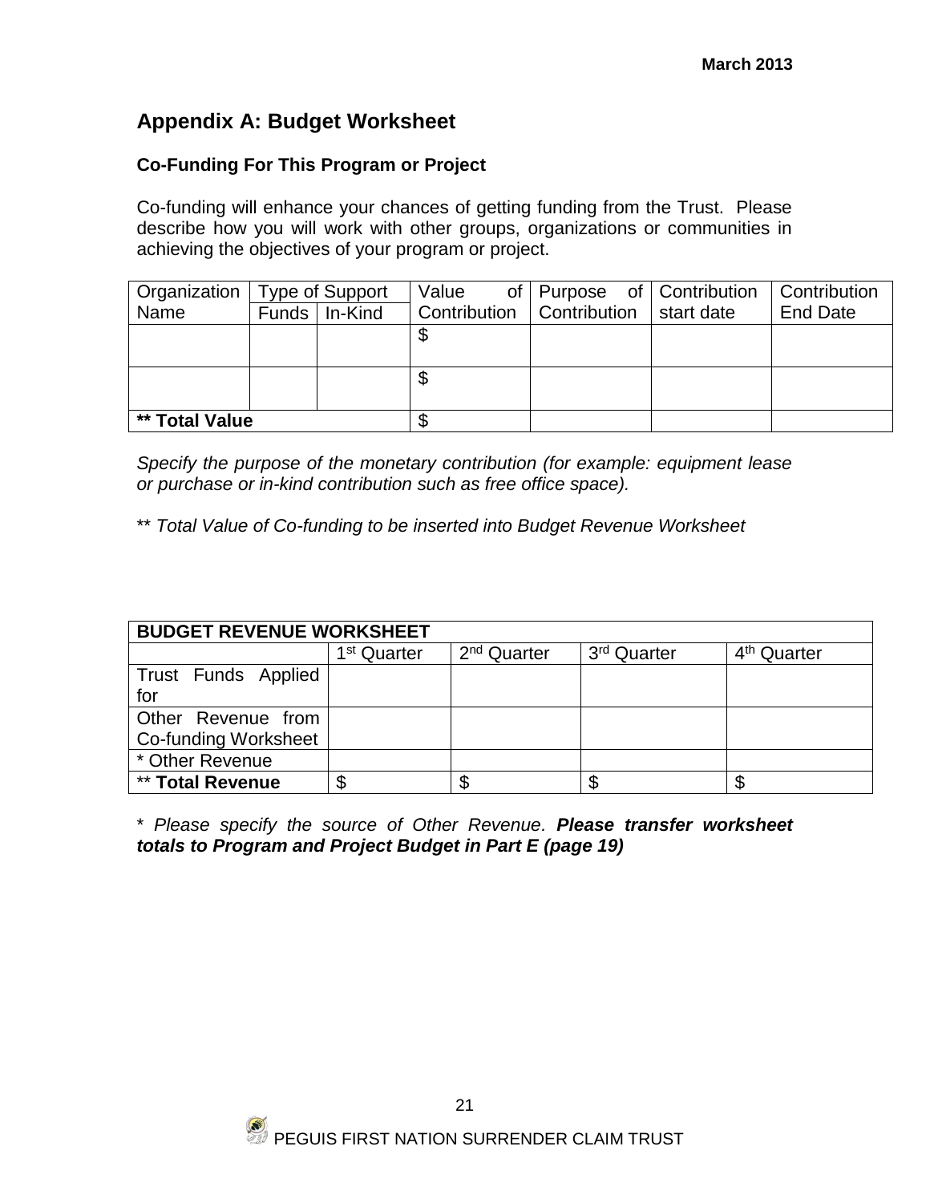## Appendix A: Budget Worksheet

### Co-Funding For This Program or Project

Co-funding will enhance your chances of getting funding from the Trust. Please describe how you will work with other groups, organizations or communities in achieving the objectives of your program or project.

| Organization Name | Type of Support | | Value of Contribution | Purpose of Contribution | Contribution start date | Contribution End Date |
|---|---|---|---|---|---|---|
| | Funds | In-Kind | | | | |
| | | | $ | | | |
| | | | $ | | | |
| **** Total Value** | | | $ | | | |

*Specify the purpose of the monetary contribution (for example: equipment lease or purchase or in-kind contribution such as free office space).*

** *Total Value of Co-funding to be inserted into Budget Revenue Worksheet*

| BUDGET REVENUE WORKSHEET | | | | |
|---|---|---|---|---|
| | 1st Quarter | 2nd Quarter | 3rd Quarter | 4th Quarter |
| Trust Funds Applied for | | | | |
| Other Revenue from Co-funding Worksheet | | | | |
| * Other Revenue | | | | |
| ** **Total Revenue** | $ | $ | $ | $ |

* *Please specify the source of Other Revenue.* ***Please transfer worksheet totals to Program and Project Budget in Part E (page 19)***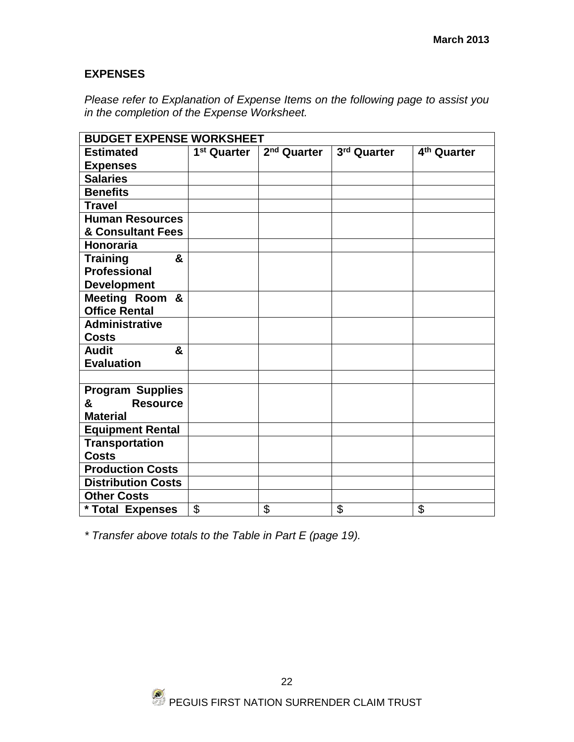March 2013

**EXPENSES**

*Please refer to Explanation of Expense Items on the following page to assist you in the completion of the Expense Worksheet.*

| BUDGET EXPENSE WORKSHEET | | | | |
|---|---|---|---|---|
| **Estimated Expenses** | **1st Quarter** | **2nd Quarter** | **3rd Quarter** | **4th Quarter** |
| **Salaries** | | | | |
| **Benefits** | | | | |
| **Travel** | | | | |
| **Human Resources & Consultant Fees** | | | | |
| **Honoraria** | | | | |
| **Training & Professional Development** | | | | |
| **Meeting Room & Office Rental** | | | | |
| **Administrative Costs** | | | | |
| **Audit & Evaluation** | | | | |
| | | | | |
| **Program Supplies & Resource Material** | | | | |
| **Equipment Rental** | | | | |
| **Transportation Costs** | | | | |
| **Production Costs** | | | | |
| **Distribution Costs** | | | | |
| **Other Costs** | | | | |
| **\* Total Expenses** | $ | $ | $ | $ |

*\* Transfer above totals to the Table in Part E (page 19).*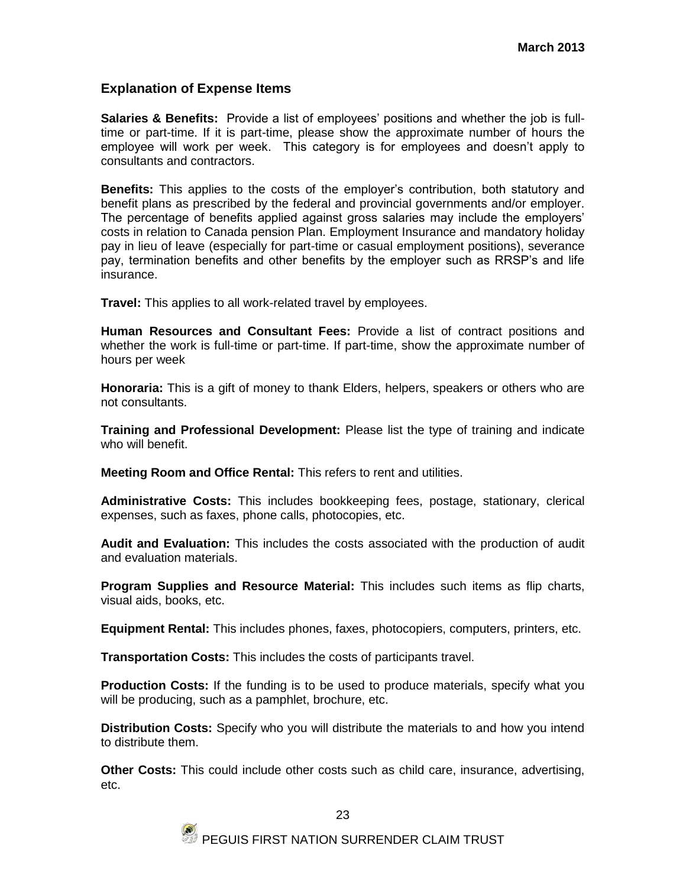## Explanation of Expense Items

**Salaries & Benefits:** Provide a list of employees' positions and whether the job is full-time or part-time. If it is part-time, please show the approximate number of hours the employee will work per week. This category is for employees and doesn't apply to consultants and contractors.

**Benefits:** This applies to the costs of the employer's contribution, both statutory and benefit plans as prescribed by the federal and provincial governments and/or employer. The percentage of benefits applied against gross salaries may include the employers' costs in relation to Canada pension Plan. Employment Insurance and mandatory holiday pay in lieu of leave (especially for part-time or casual employment positions), severance pay, termination benefits and other benefits by the employer such as RRSP's and life insurance.

**Travel:** This applies to all work-related travel by employees.

**Human Resources and Consultant Fees:** Provide a list of contract positions and whether the work is full-time or part-time. If part-time, show the approximate number of hours per week

**Honoraria:** This is a gift of money to thank Elders, helpers, speakers or others who are not consultants.

**Training and Professional Development:** Please list the type of training and indicate who will benefit.

**Meeting Room and Office Rental:** This refers to rent and utilities.

**Administrative Costs:** This includes bookkeeping fees, postage, stationary, clerical expenses, such as faxes, phone calls, photocopies, etc.

**Audit and Evaluation:** This includes the costs associated with the production of audit and evaluation materials.

**Program Supplies and Resource Material:** This includes such items as flip charts, visual aids, books, etc.

**Equipment Rental:** This includes phones, faxes, photocopiers, computers, printers, etc.

**Transportation Costs:** This includes the costs of participants travel.

**Production Costs:** If the funding is to be used to produce materials, specify what you will be producing, such as a pamphlet, brochure, etc.

**Distribution Costs:** Specify who you will distribute the materials to and how you intend to distribute them.

**Other Costs:** This could include other costs such as child care, insurance, advertising, etc.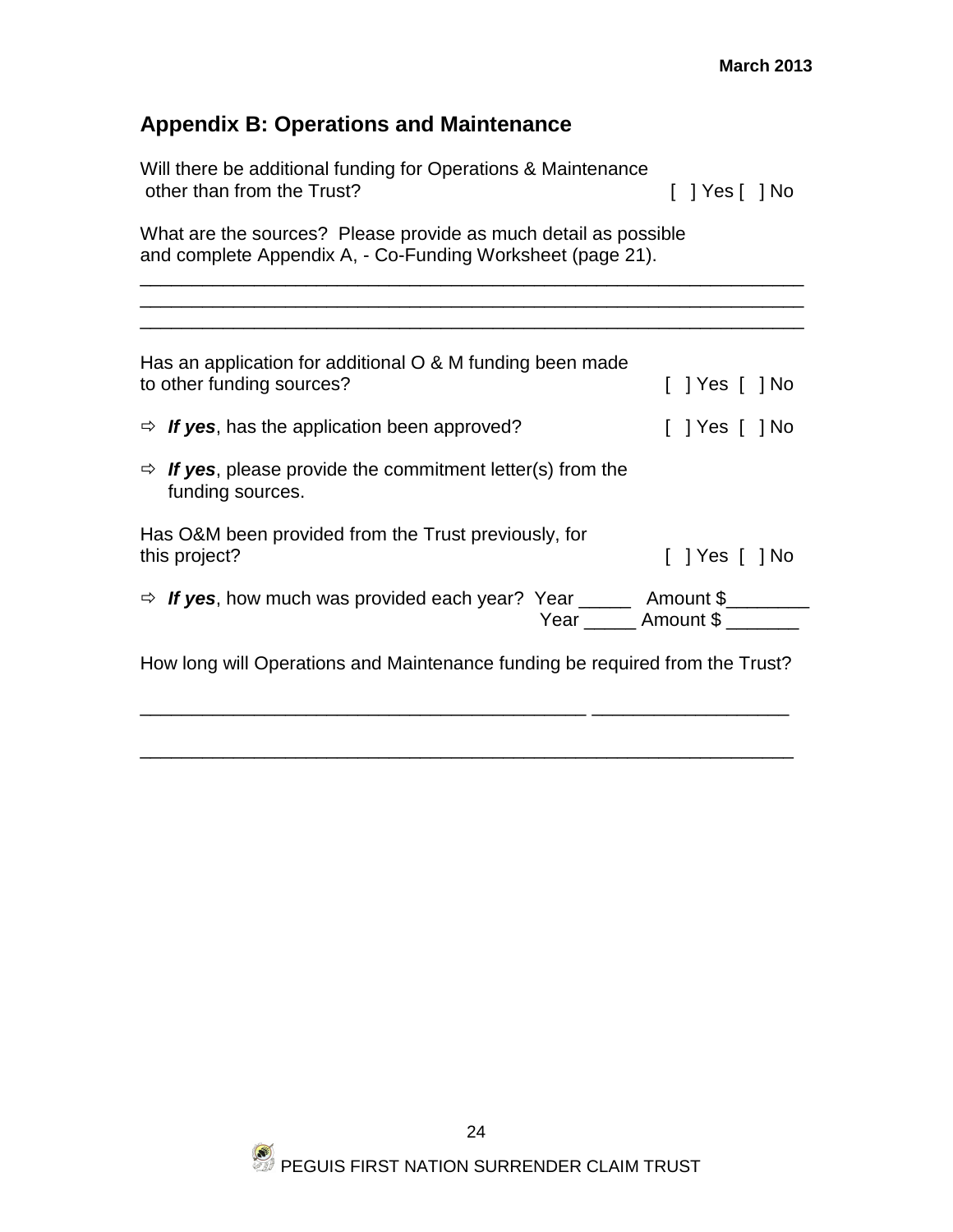## Appendix B: Operations and Maintenance

Will there be additional funding for Operations & Maintenance other than from the Trust? [ ] Yes [ ] No

What are the sources? Please provide as much detail as possible and complete Appendix A, - Co-Funding Worksheet (page 21).

_______________________________________________________________

_______________________________________________________________

_______________________________________________________________

Has an application for additional O & M funding been made to other funding sources? [ ] Yes [ ] No

⇨ ***If yes***, has the application been approved? [ ] Yes [ ] No

⇨ ***If yes***, please provide the commitment letter(s) from the funding sources.

Has O&M been provided from the Trust previously, for this project? [ ] Yes [ ] No

⇨ ***If yes***, how much was provided each year? Year _____ Amount $________
Year _____ Amount $ _______

How long will Operations and Maintenance funding be required from the Trust?

__________________________________________ __________________

_______________________________________________________________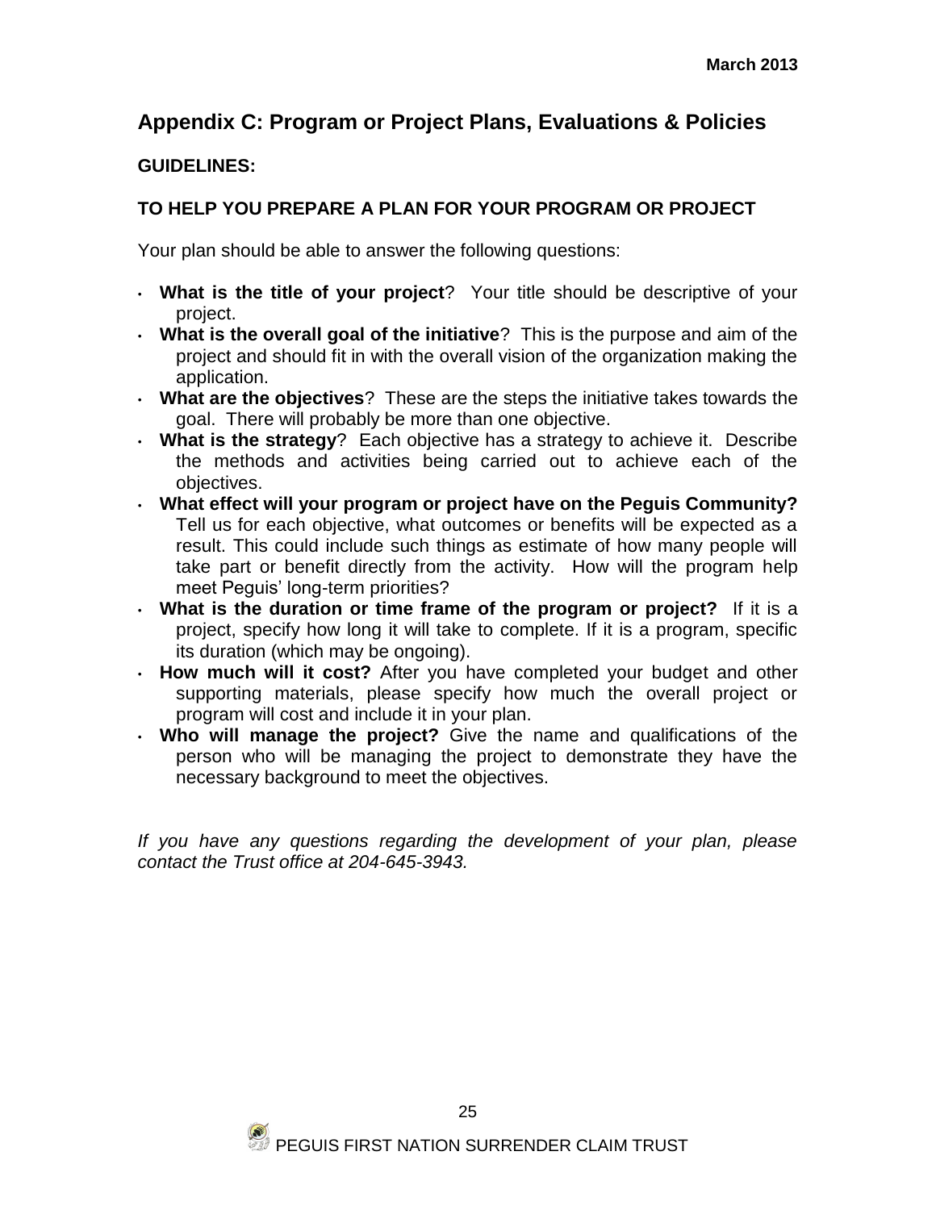## Appendix C: Program or Project Plans, Evaluations & Policies

**GUIDELINES:**

**TO HELP YOU PREPARE A PLAN FOR YOUR PROGRAM OR PROJECT**

Your plan should be able to answer the following questions:

- **What is the title of your project**? Your title should be descriptive of your project.
- **What is the overall goal of the initiative**? This is the purpose and aim of the project and should fit in with the overall vision of the organization making the application.
- **What are the objectives**? These are the steps the initiative takes towards the goal. There will probably be more than one objective.
- **What is the strategy**? Each objective has a strategy to achieve it. Describe the methods and activities being carried out to achieve each of the objectives.
- **What effect will your program or project have on the Peguis Community?** Tell us for each objective, what outcomes or benefits will be expected as a result. This could include such things as estimate of how many people will take part or benefit directly from the activity. How will the program help meet Peguis' long-term priorities?
- **What is the duration or time frame of the program or project?** If it is a project, specify how long it will take to complete. If it is a program, specific its duration (which may be ongoing).
- **How much will it cost?** After you have completed your budget and other supporting materials, please specify how much the overall project or program will cost and include it in your plan.
- **Who will manage the project?** Give the name and qualifications of the person who will be managing the project to demonstrate they have the necessary background to meet the objectives.

*If you have any questions regarding the development of your plan, please contact the Trust office at 204-645-3943.*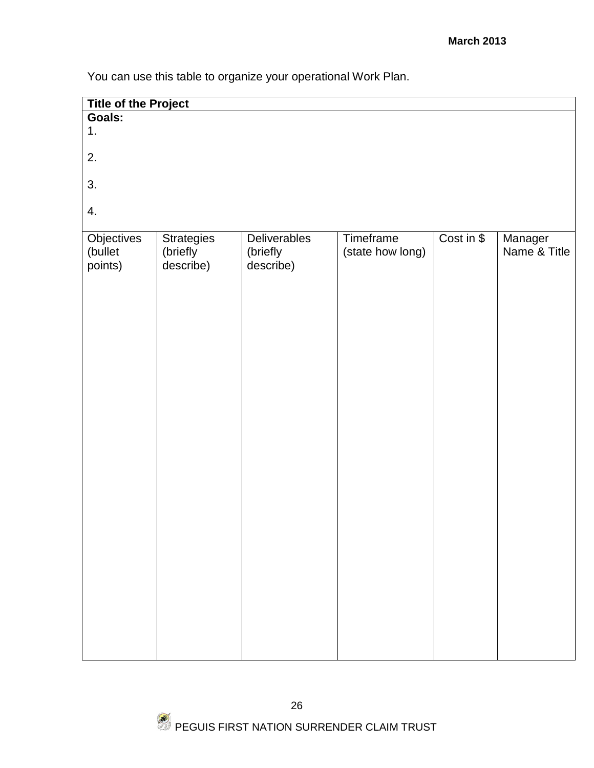You can use this table to organize your operational Work Plan.

**Title of the Project**

**Goals:**

1.

2.

3.

4.

| Objectives (bullet points) | Strategies (briefly describe) | Deliverables (briefly describe) | Timeframe (state how long) | Cost in $ | Manager Name & Title |
|---|---|---|---|---|---|
| | | | | | |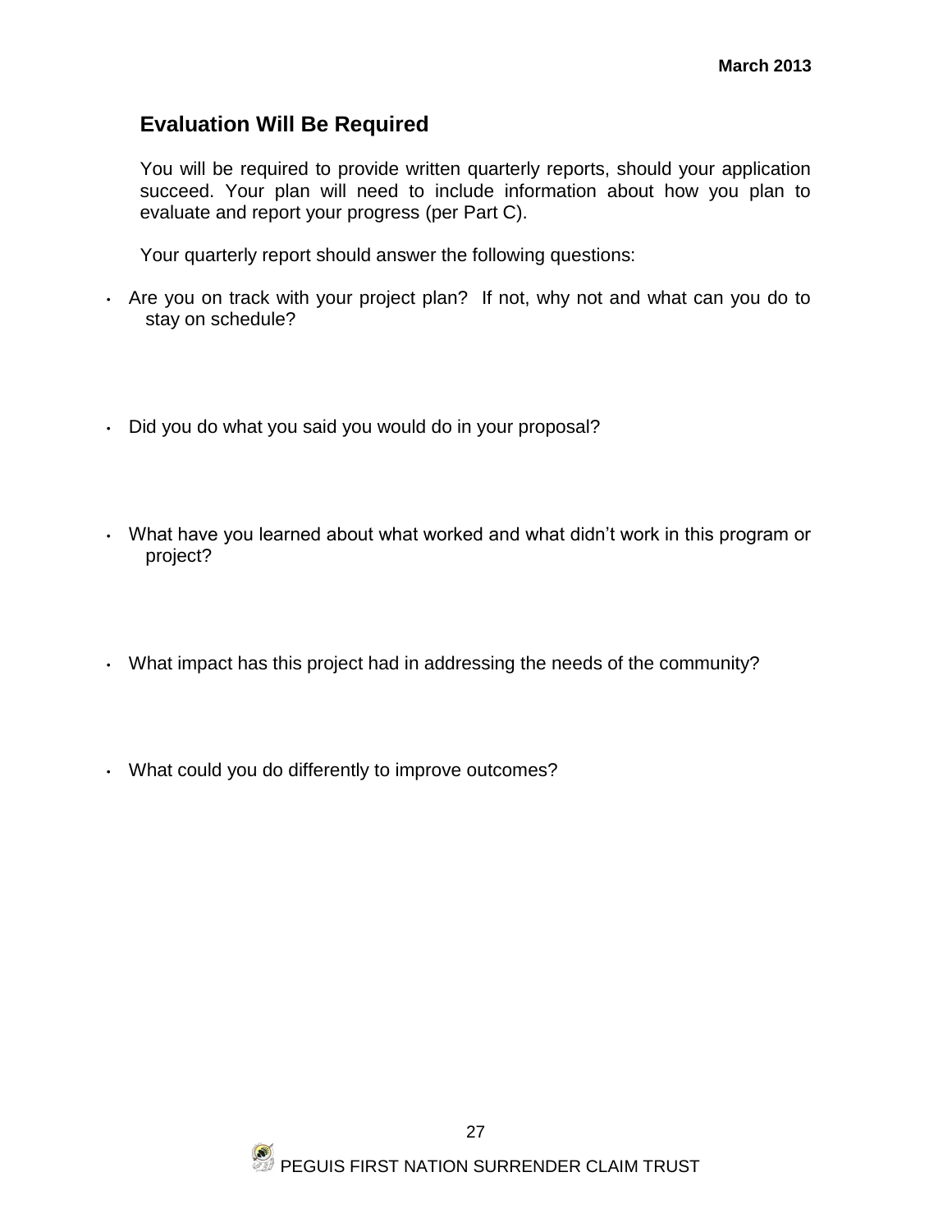## Evaluation Will Be Required

You will be required to provide written quarterly reports, should your application succeed. Your plan will need to include information about how you plan to evaluate and report your progress (per Part C).

Your quarterly report should answer the following questions:

- Are you on track with your project plan? If not, why not and what can you do to stay on schedule?
- Did you do what you said you would do in your proposal?
- What have you learned about what worked and what didn't work in this program or project?
- What impact has this project had in addressing the needs of the community?
- What could you do differently to improve outcomes?